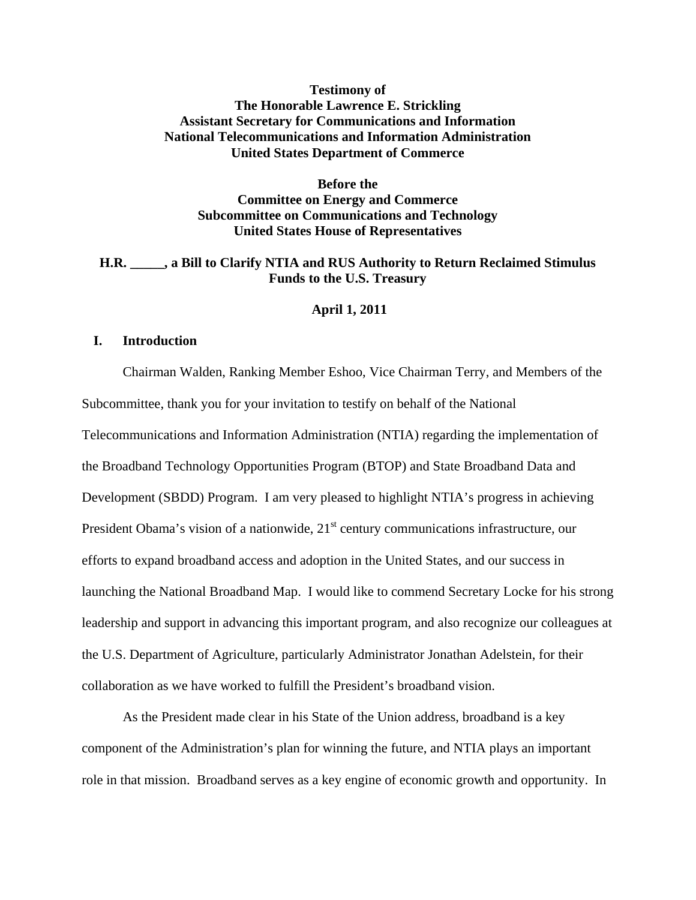**Testimony of**
**The Honorable Lawrence E. Strickling**
**Assistant Secretary for Communications and Information**
**National Telecommunications and Information Administration**
**United States Department of Commerce**

**Before the**
**Committee on Energy and Commerce**
**Subcommittee on Communications and Technology**
**United States House of Representatives**

**H.R. _____, a Bill to Clarify NTIA and RUS Authority to Return Reclaimed Stimulus Funds to the U.S. Treasury**

**April 1, 2011**

## I. Introduction

Chairman Walden, Ranking Member Eshoo, Vice Chairman Terry, and Members of the Subcommittee, thank you for your invitation to testify on behalf of the National Telecommunications and Information Administration (NTIA) regarding the implementation of the Broadband Technology Opportunities Program (BTOP) and State Broadband Data and Development (SBDD) Program. I am very pleased to highlight NTIA's progress in achieving President Obama's vision of a nationwide, 21st century communications infrastructure, our efforts to expand broadband access and adoption in the United States, and our success in launching the National Broadband Map. I would like to commend Secretary Locke for his strong leadership and support in advancing this important program, and also recognize our colleagues at the U.S. Department of Agriculture, particularly Administrator Jonathan Adelstein, for their collaboration as we have worked to fulfill the President's broadband vision.

As the President made clear in his State of the Union address, broadband is a key component of the Administration's plan for winning the future, and NTIA plays an important role in that mission. Broadband serves as a key engine of economic growth and opportunity. In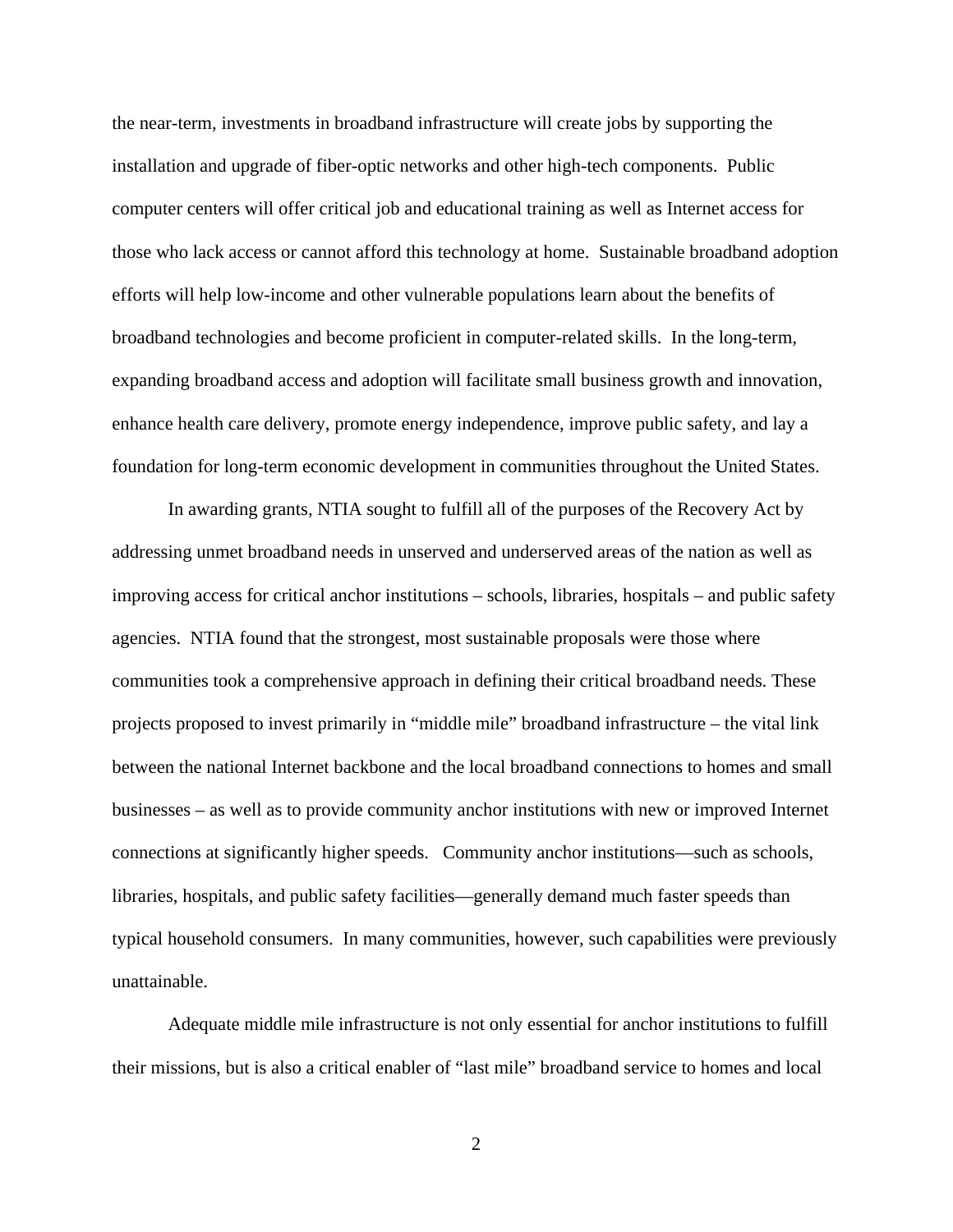the near-term, investments in broadband infrastructure will create jobs by supporting the installation and upgrade of fiber-optic networks and other high-tech components. Public computer centers will offer critical job and educational training as well as Internet access for those who lack access or cannot afford this technology at home. Sustainable broadband adoption efforts will help low-income and other vulnerable populations learn about the benefits of broadband technologies and become proficient in computer-related skills. In the long-term, expanding broadband access and adoption will facilitate small business growth and innovation, enhance health care delivery, promote energy independence, improve public safety, and lay a foundation for long-term economic development in communities throughout the United States.

In awarding grants, NTIA sought to fulfill all of the purposes of the Recovery Act by addressing unmet broadband needs in unserved and underserved areas of the nation as well as improving access for critical anchor institutions – schools, libraries, hospitals – and public safety agencies. NTIA found that the strongest, most sustainable proposals were those where communities took a comprehensive approach in defining their critical broadband needs. These projects proposed to invest primarily in "middle mile" broadband infrastructure – the vital link between the national Internet backbone and the local broadband connections to homes and small businesses – as well as to provide community anchor institutions with new or improved Internet connections at significantly higher speeds. Community anchor institutions—such as schools, libraries, hospitals, and public safety facilities—generally demand much faster speeds than typical household consumers. In many communities, however, such capabilities were previously unattainable.

Adequate middle mile infrastructure is not only essential for anchor institutions to fulfill their missions, but is also a critical enabler of "last mile" broadband service to homes and local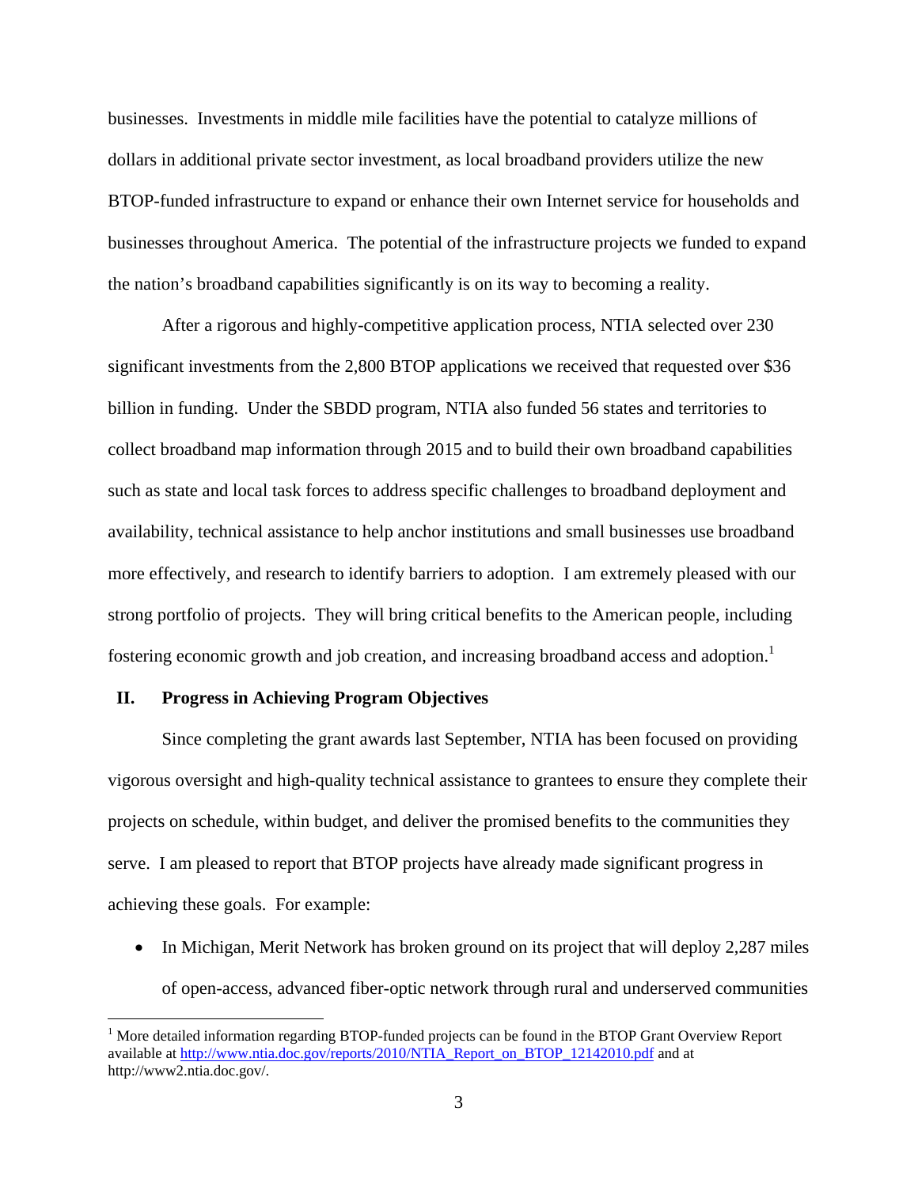businesses. Investments in middle mile facilities have the potential to catalyze millions of dollars in additional private sector investment, as local broadband providers utilize the new BTOP-funded infrastructure to expand or enhance their own Internet service for households and businesses throughout America. The potential of the infrastructure projects we funded to expand the nation's broadband capabilities significantly is on its way to becoming a reality.

After a rigorous and highly-competitive application process, NTIA selected over 230 significant investments from the 2,800 BTOP applications we received that requested over $36 billion in funding. Under the SBDD program, NTIA also funded 56 states and territories to collect broadband map information through 2015 and to build their own broadband capabilities such as state and local task forces to address specific challenges to broadband deployment and availability, technical assistance to help anchor institutions and small businesses use broadband more effectively, and research to identify barriers to adoption. I am extremely pleased with our strong portfolio of projects. They will bring critical benefits to the American people, including fostering economic growth and job creation, and increasing broadband access and adoption.[1]

## II. Progress in Achieving Program Objectives

Since completing the grant awards last September, NTIA has been focused on providing vigorous oversight and high-quality technical assistance to grantees to ensure they complete their projects on schedule, within budget, and deliver the promised benefits to the communities they serve. I am pleased to report that BTOP projects have already made significant progress in achieving these goals. For example:

- In Michigan, Merit Network has broken ground on its project that will deploy 2,287 miles of open-access, advanced fiber-optic network through rural and underserved communities

[1] More detailed information regarding BTOP-funded projects can be found in the BTOP Grant Overview Report available at http://www.ntia.doc.gov/reports/2010/NTIA_Report_on_BTOP_12142010.pdf and at http://www2.ntia.doc.gov/.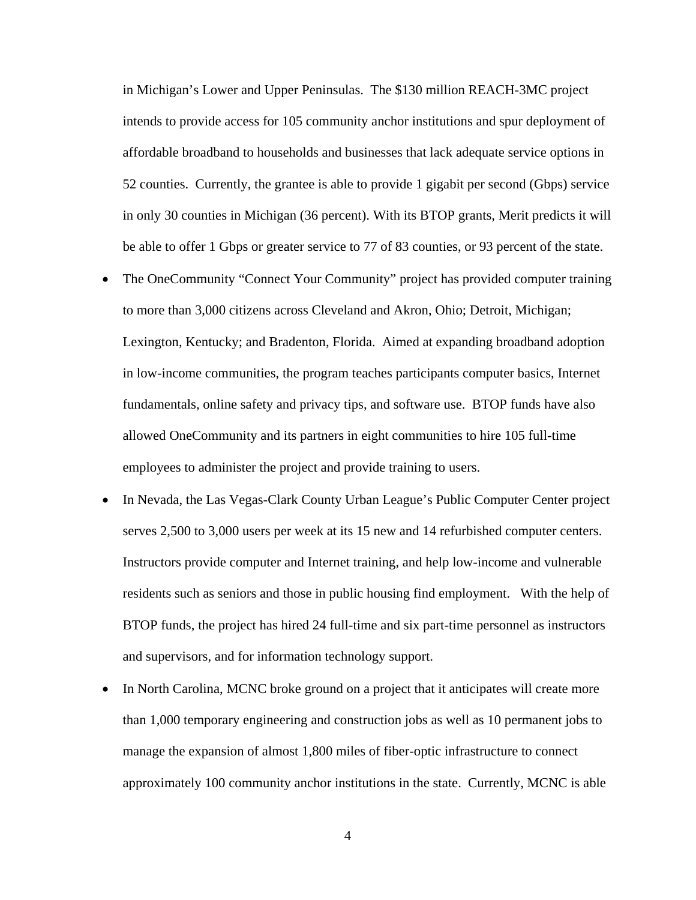in Michigan's Lower and Upper Peninsulas. The $130 million REACH-3MC project intends to provide access for 105 community anchor institutions and spur deployment of affordable broadband to households and businesses that lack adequate service options in 52 counties. Currently, the grantee is able to provide 1 gigabit per second (Gbps) service in only 30 counties in Michigan (36 percent). With its BTOP grants, Merit predicts it will be able to offer 1 Gbps or greater service to 77 of 83 counties, or 93 percent of the state.

- The OneCommunity "Connect Your Community" project has provided computer training to more than 3,000 citizens across Cleveland and Akron, Ohio; Detroit, Michigan; Lexington, Kentucky; and Bradenton, Florida. Aimed at expanding broadband adoption in low-income communities, the program teaches participants computer basics, Internet fundamentals, online safety and privacy tips, and software use. BTOP funds have also allowed OneCommunity and its partners in eight communities to hire 105 full-time employees to administer the project and provide training to users.
- In Nevada, the Las Vegas-Clark County Urban League's Public Computer Center project serves 2,500 to 3,000 users per week at its 15 new and 14 refurbished computer centers. Instructors provide computer and Internet training, and help low-income and vulnerable residents such as seniors and those in public housing find employment. With the help of BTOP funds, the project has hired 24 full-time and six part-time personnel as instructors and supervisors, and for information technology support.
- In North Carolina, MCNC broke ground on a project that it anticipates will create more than 1,000 temporary engineering and construction jobs as well as 10 permanent jobs to manage the expansion of almost 1,800 miles of fiber-optic infrastructure to connect approximately 100 community anchor institutions in the state. Currently, MCNC is able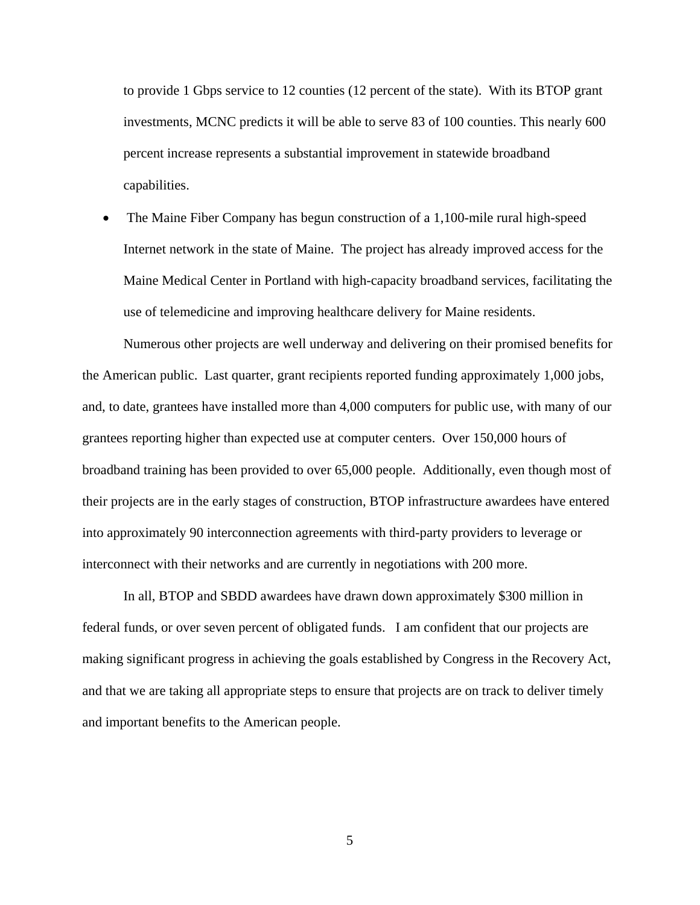to provide 1 Gbps service to 12 counties (12 percent of the state). With its BTOP grant investments, MCNC predicts it will be able to serve 83 of 100 counties. This nearly 600 percent increase represents a substantial improvement in statewide broadband capabilities.

- The Maine Fiber Company has begun construction of a 1,100-mile rural high-speed Internet network in the state of Maine. The project has already improved access for the Maine Medical Center in Portland with high-capacity broadband services, facilitating the use of telemedicine and improving healthcare delivery for Maine residents.

Numerous other projects are well underway and delivering on their promised benefits for the American public. Last quarter, grant recipients reported funding approximately 1,000 jobs, and, to date, grantees have installed more than 4,000 computers for public use, with many of our grantees reporting higher than expected use at computer centers. Over 150,000 hours of broadband training has been provided to over 65,000 people. Additionally, even though most of their projects are in the early stages of construction, BTOP infrastructure awardees have entered into approximately 90 interconnection agreements with third-party providers to leverage or interconnect with their networks and are currently in negotiations with 200 more.

In all, BTOP and SBDD awardees have drawn down approximately $300 million in federal funds, or over seven percent of obligated funds. I am confident that our projects are making significant progress in achieving the goals established by Congress in the Recovery Act, and that we are taking all appropriate steps to ensure that projects are on track to deliver timely and important benefits to the American people.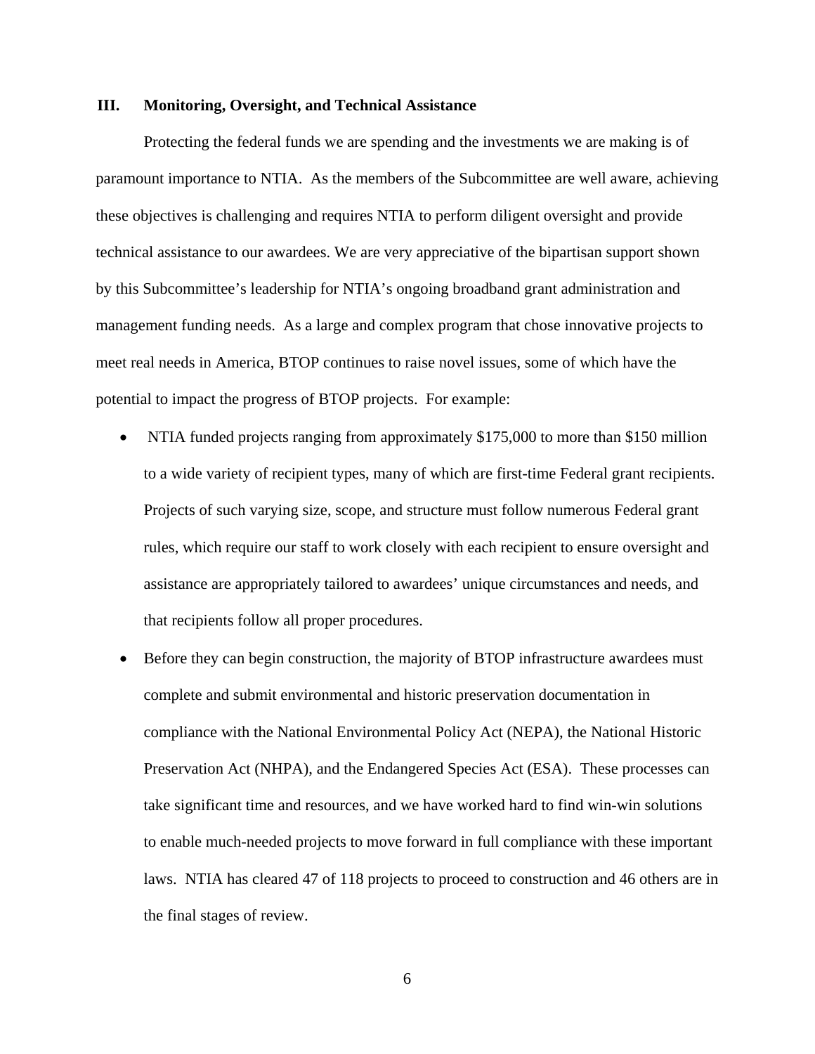## III. Monitoring, Oversight, and Technical Assistance

Protecting the federal funds we are spending and the investments we are making is of paramount importance to NTIA. As the members of the Subcommittee are well aware, achieving these objectives is challenging and requires NTIA to perform diligent oversight and provide technical assistance to our awardees. We are very appreciative of the bipartisan support shown by this Subcommittee's leadership for NTIA's ongoing broadband grant administration and management funding needs. As a large and complex program that chose innovative projects to meet real needs in America, BTOP continues to raise novel issues, some of which have the potential to impact the progress of BTOP projects. For example:

- NTIA funded projects ranging from approximately $175,000 to more than $150 million to a wide variety of recipient types, many of which are first-time Federal grant recipients. Projects of such varying size, scope, and structure must follow numerous Federal grant rules, which require our staff to work closely with each recipient to ensure oversight and assistance are appropriately tailored to awardees' unique circumstances and needs, and that recipients follow all proper procedures.
- Before they can begin construction, the majority of BTOP infrastructure awardees must complete and submit environmental and historic preservation documentation in compliance with the National Environmental Policy Act (NEPA), the National Historic Preservation Act (NHPA), and the Endangered Species Act (ESA). These processes can take significant time and resources, and we have worked hard to find win-win solutions to enable much-needed projects to move forward in full compliance with these important laws. NTIA has cleared 47 of 118 projects to proceed to construction and 46 others are in the final stages of review.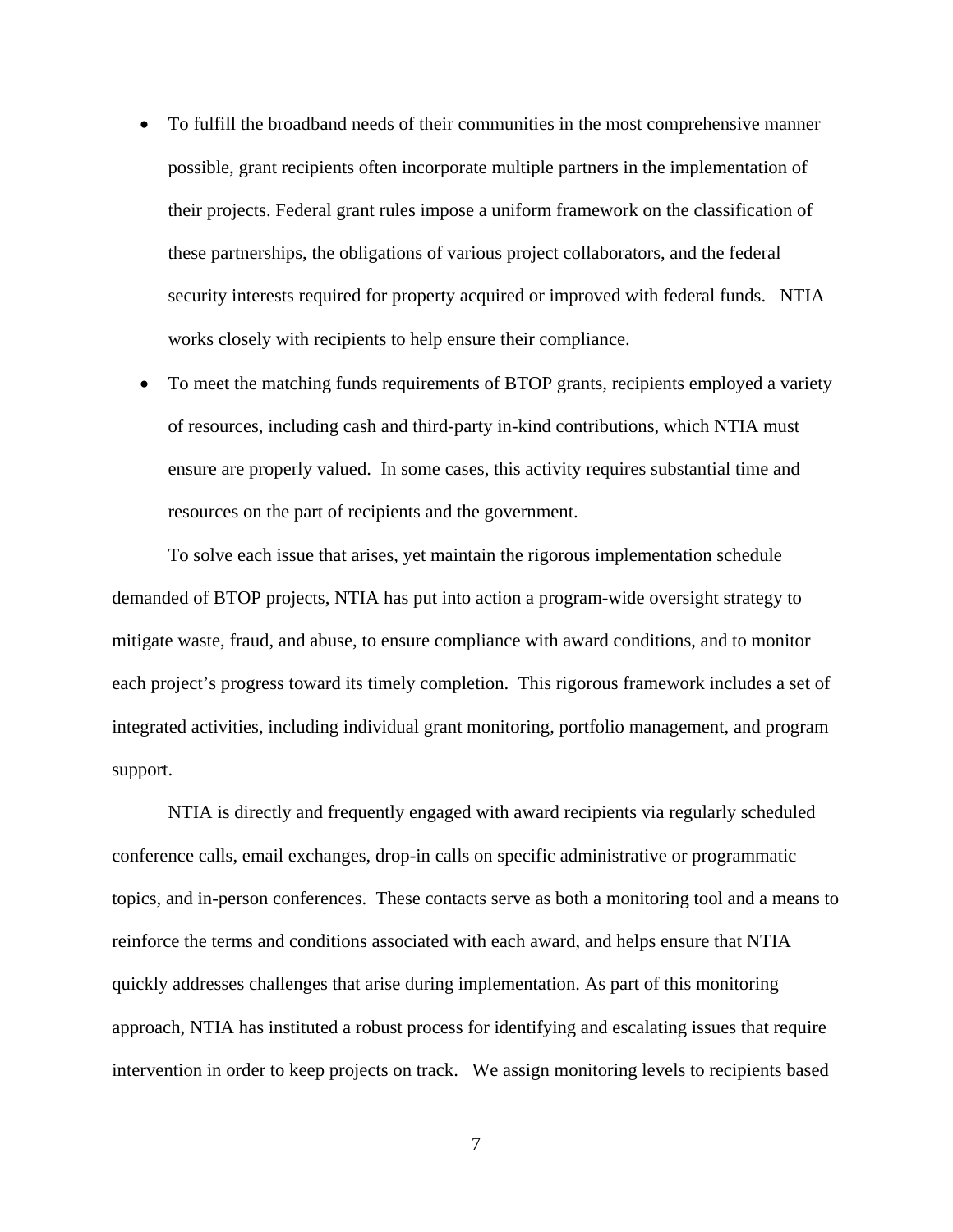- To fulfill the broadband needs of their communities in the most comprehensive manner possible, grant recipients often incorporate multiple partners in the implementation of their projects. Federal grant rules impose a uniform framework on the classification of these partnerships, the obligations of various project collaborators, and the federal security interests required for property acquired or improved with federal funds. NTIA works closely with recipients to help ensure their compliance.
- To meet the matching funds requirements of BTOP grants, recipients employed a variety of resources, including cash and third-party in-kind contributions, which NTIA must ensure are properly valued. In some cases, this activity requires substantial time and resources on the part of recipients and the government.

To solve each issue that arises, yet maintain the rigorous implementation schedule demanded of BTOP projects, NTIA has put into action a program-wide oversight strategy to mitigate waste, fraud, and abuse, to ensure compliance with award conditions, and to monitor each project's progress toward its timely completion. This rigorous framework includes a set of integrated activities, including individual grant monitoring, portfolio management, and program support.

NTIA is directly and frequently engaged with award recipients via regularly scheduled conference calls, email exchanges, drop-in calls on specific administrative or programmatic topics, and in-person conferences. These contacts serve as both a monitoring tool and a means to reinforce the terms and conditions associated with each award, and helps ensure that NTIA quickly addresses challenges that arise during implementation. As part of this monitoring approach, NTIA has instituted a robust process for identifying and escalating issues that require intervention in order to keep projects on track. We assign monitoring levels to recipients based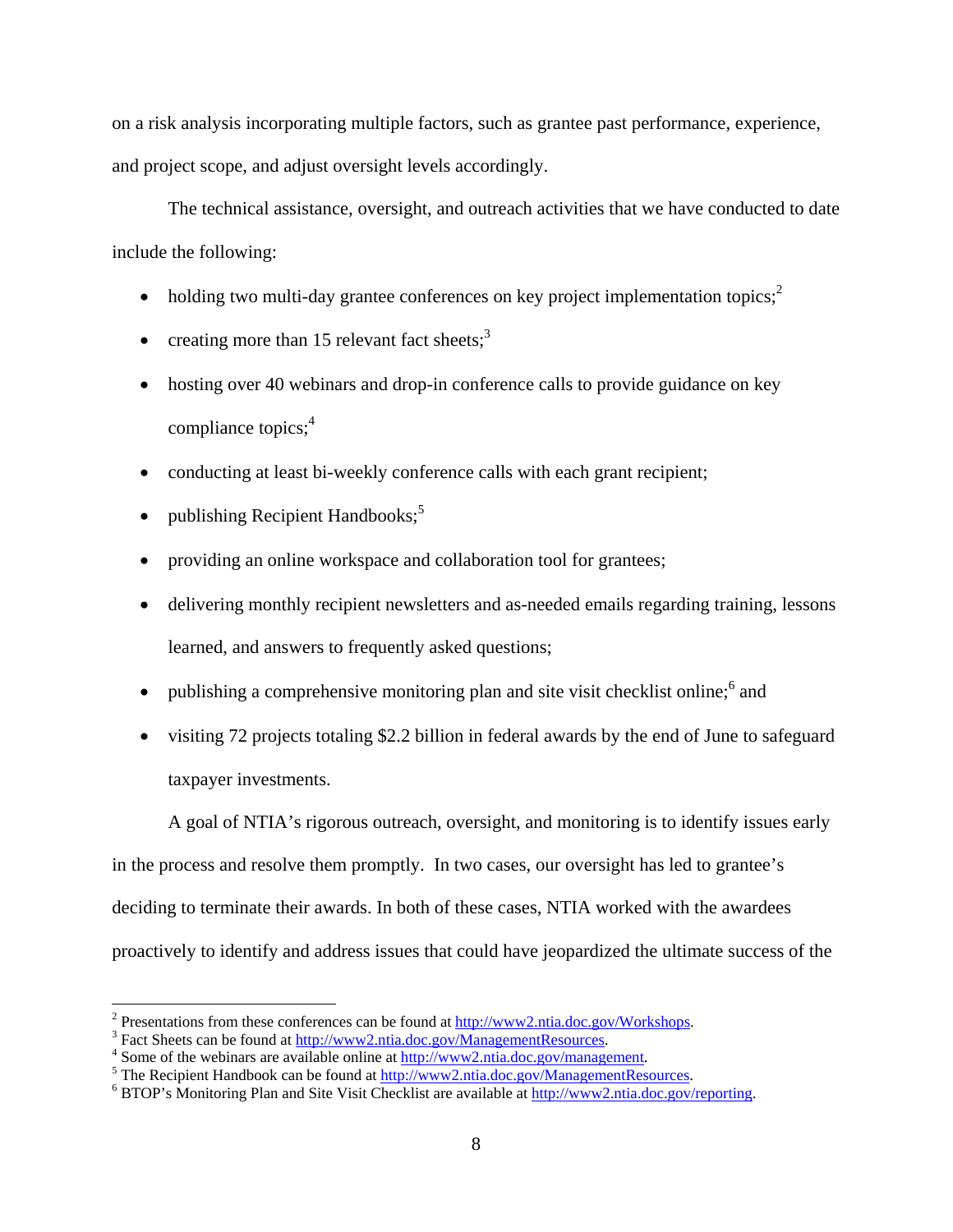on a risk analysis incorporating multiple factors, such as grantee past performance, experience, and project scope, and adjust oversight levels accordingly.

The technical assistance, oversight, and outreach activities that we have conducted to date include the following:

- holding two multi-day grantee conferences on key project implementation topics;[2]
- creating more than 15 relevant fact sheets;[3]
- hosting over 40 webinars and drop-in conference calls to provide guidance on key compliance topics;[4]
- conducting at least bi-weekly conference calls with each grant recipient;
- publishing Recipient Handbooks;[5]
- providing an online workspace and collaboration tool for grantees;
- delivering monthly recipient newsletters and as-needed emails regarding training, lessons learned, and answers to frequently asked questions;
- publishing a comprehensive monitoring plan and site visit checklist online;[6] and
- visiting 72 projects totaling $2.2 billion in federal awards by the end of June to safeguard taxpayer investments.

A goal of NTIA's rigorous outreach, oversight, and monitoring is to identify issues early in the process and resolve them promptly. In two cases, our oversight has led to grantee's deciding to terminate their awards. In both of these cases, NTIA worked with the awardees proactively to identify and address issues that could have jeopardized the ultimate success of the

---

[2] Presentations from these conferences can be found at http://www2.ntia.doc.gov/Workshops.
[3] Fact Sheets can be found at http://www2.ntia.doc.gov/ManagementResources.
[4] Some of the webinars are available online at http://www2.ntia.doc.gov/management.
[5] The Recipient Handbook can be found at http://www2.ntia.doc.gov/ManagementResources.
[6] BTOP's Monitoring Plan and Site Visit Checklist are available at http://www2.ntia.doc.gov/reporting.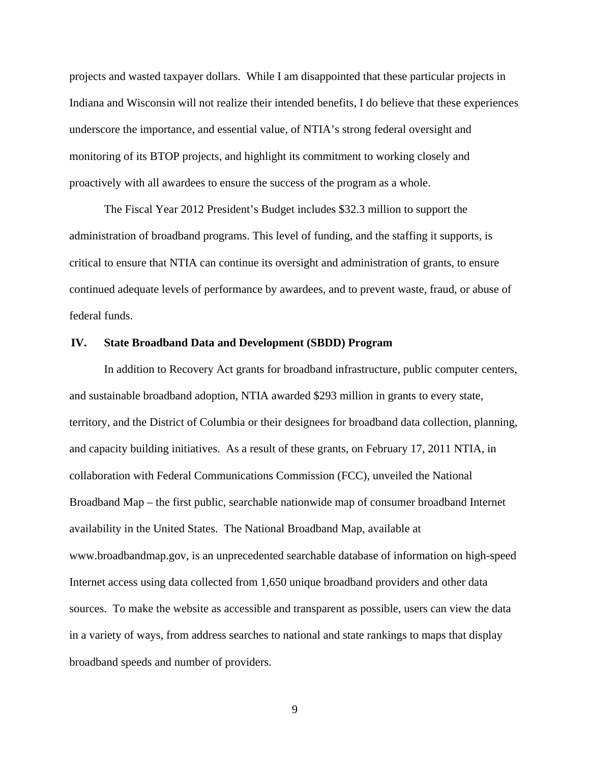projects and wasted taxpayer dollars. While I am disappointed that these particular projects in Indiana and Wisconsin will not realize their intended benefits, I do believe that these experiences underscore the importance, and essential value, of NTIA's strong federal oversight and monitoring of its BTOP projects, and highlight its commitment to working closely and proactively with all awardees to ensure the success of the program as a whole.

The Fiscal Year 2012 President's Budget includes $32.3 million to support the administration of broadband programs. This level of funding, and the staffing it supports, is critical to ensure that NTIA can continue its oversight and administration of grants, to ensure continued adequate levels of performance by awardees, and to prevent waste, fraud, or abuse of federal funds.

## IV. State Broadband Data and Development (SBDD) Program

In addition to Recovery Act grants for broadband infrastructure, public computer centers, and sustainable broadband adoption, NTIA awarded $293 million in grants to every state, territory, and the District of Columbia or their designees for broadband data collection, planning, and capacity building initiatives. As a result of these grants, on February 17, 2011 NTIA, in collaboration with Federal Communications Commission (FCC), unveiled the National Broadband Map – the first public, searchable nationwide map of consumer broadband Internet availability in the United States. The National Broadband Map, available at www.broadbandmap.gov, is an unprecedented searchable database of information on high-speed Internet access using data collected from 1,650 unique broadband providers and other data sources. To make the website as accessible and transparent as possible, users can view the data in a variety of ways, from address searches to national and state rankings to maps that display broadband speeds and number of providers.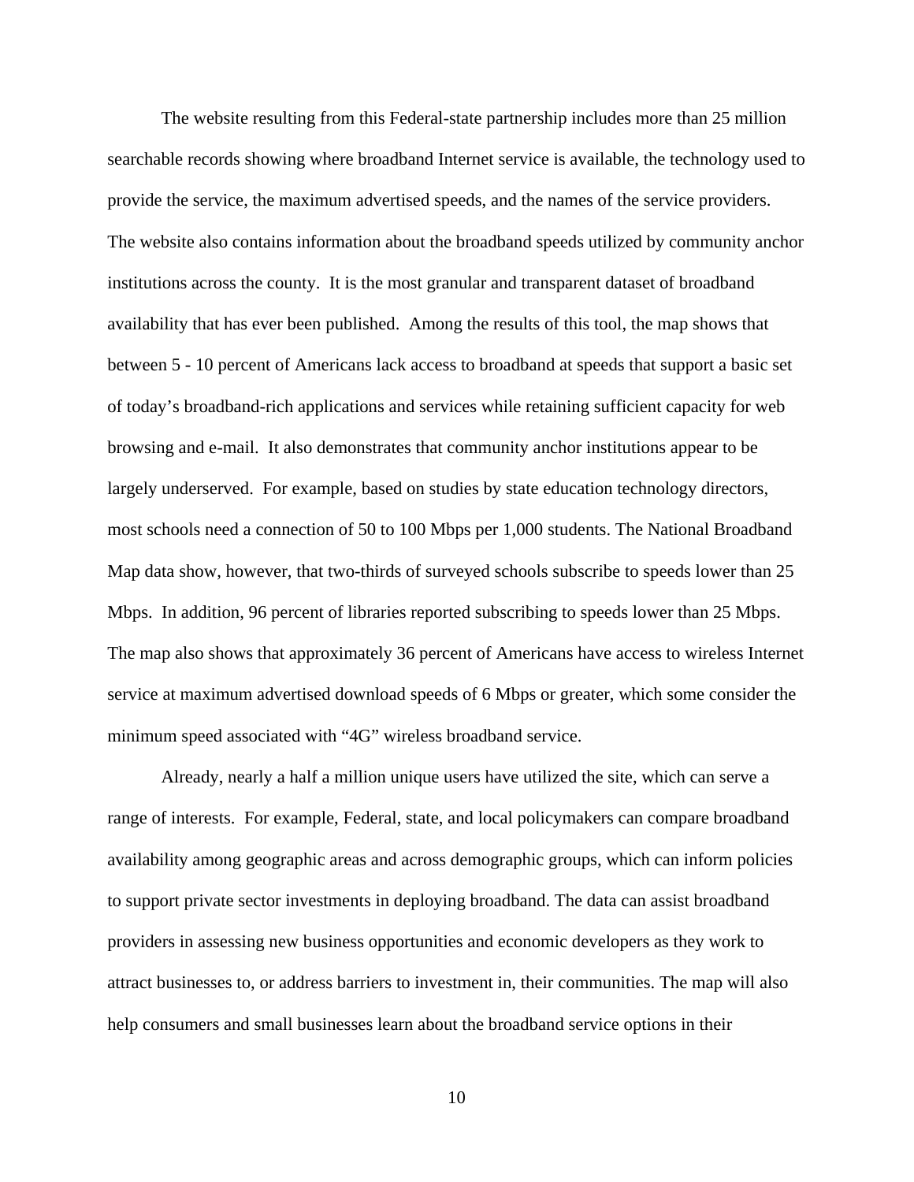The website resulting from this Federal-state partnership includes more than 25 million searchable records showing where broadband Internet service is available, the technology used to provide the service, the maximum advertised speeds, and the names of the service providers. The website also contains information about the broadband speeds utilized by community anchor institutions across the county. It is the most granular and transparent dataset of broadband availability that has ever been published. Among the results of this tool, the map shows that between 5 - 10 percent of Americans lack access to broadband at speeds that support a basic set of today's broadband-rich applications and services while retaining sufficient capacity for web browsing and e-mail. It also demonstrates that community anchor institutions appear to be largely underserved. For example, based on studies by state education technology directors, most schools need a connection of 50 to 100 Mbps per 1,000 students. The National Broadband Map data show, however, that two-thirds of surveyed schools subscribe to speeds lower than 25 Mbps. In addition, 96 percent of libraries reported subscribing to speeds lower than 25 Mbps. The map also shows that approximately 36 percent of Americans have access to wireless Internet service at maximum advertised download speeds of 6 Mbps or greater, which some consider the minimum speed associated with "4G" wireless broadband service.

Already, nearly a half a million unique users have utilized the site, which can serve a range of interests. For example, Federal, state, and local policymakers can compare broadband availability among geographic areas and across demographic groups, which can inform policies to support private sector investments in deploying broadband. The data can assist broadband providers in assessing new business opportunities and economic developers as they work to attract businesses to, or address barriers to investment in, their communities. The map will also help consumers and small businesses learn about the broadband service options in their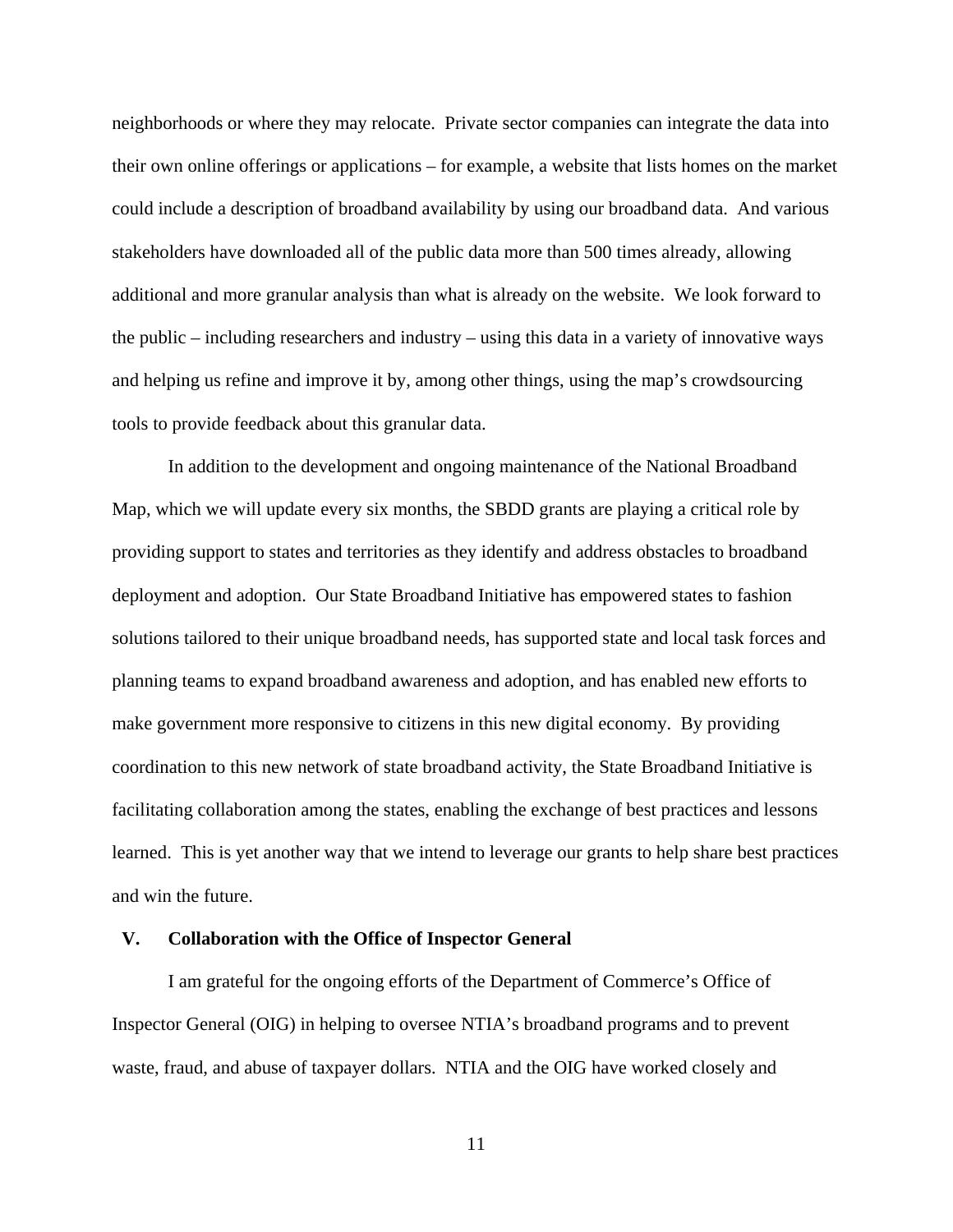neighborhoods or where they may relocate. Private sector companies can integrate the data into their own online offerings or applications – for example, a website that lists homes on the market could include a description of broadband availability by using our broadband data. And various stakeholders have downloaded all of the public data more than 500 times already, allowing additional and more granular analysis than what is already on the website. We look forward to the public – including researchers and industry – using this data in a variety of innovative ways and helping us refine and improve it by, among other things, using the map's crowdsourcing tools to provide feedback about this granular data.

In addition to the development and ongoing maintenance of the National Broadband Map, which we will update every six months, the SBDD grants are playing a critical role by providing support to states and territories as they identify and address obstacles to broadband deployment and adoption. Our State Broadband Initiative has empowered states to fashion solutions tailored to their unique broadband needs, has supported state and local task forces and planning teams to expand broadband awareness and adoption, and has enabled new efforts to make government more responsive to citizens in this new digital economy. By providing coordination to this new network of state broadband activity, the State Broadband Initiative is facilitating collaboration among the states, enabling the exchange of best practices and lessons learned. This is yet another way that we intend to leverage our grants to help share best practices and win the future.

## V. Collaboration with the Office of Inspector General

I am grateful for the ongoing efforts of the Department of Commerce's Office of Inspector General (OIG) in helping to oversee NTIA's broadband programs and to prevent waste, fraud, and abuse of taxpayer dollars. NTIA and the OIG have worked closely and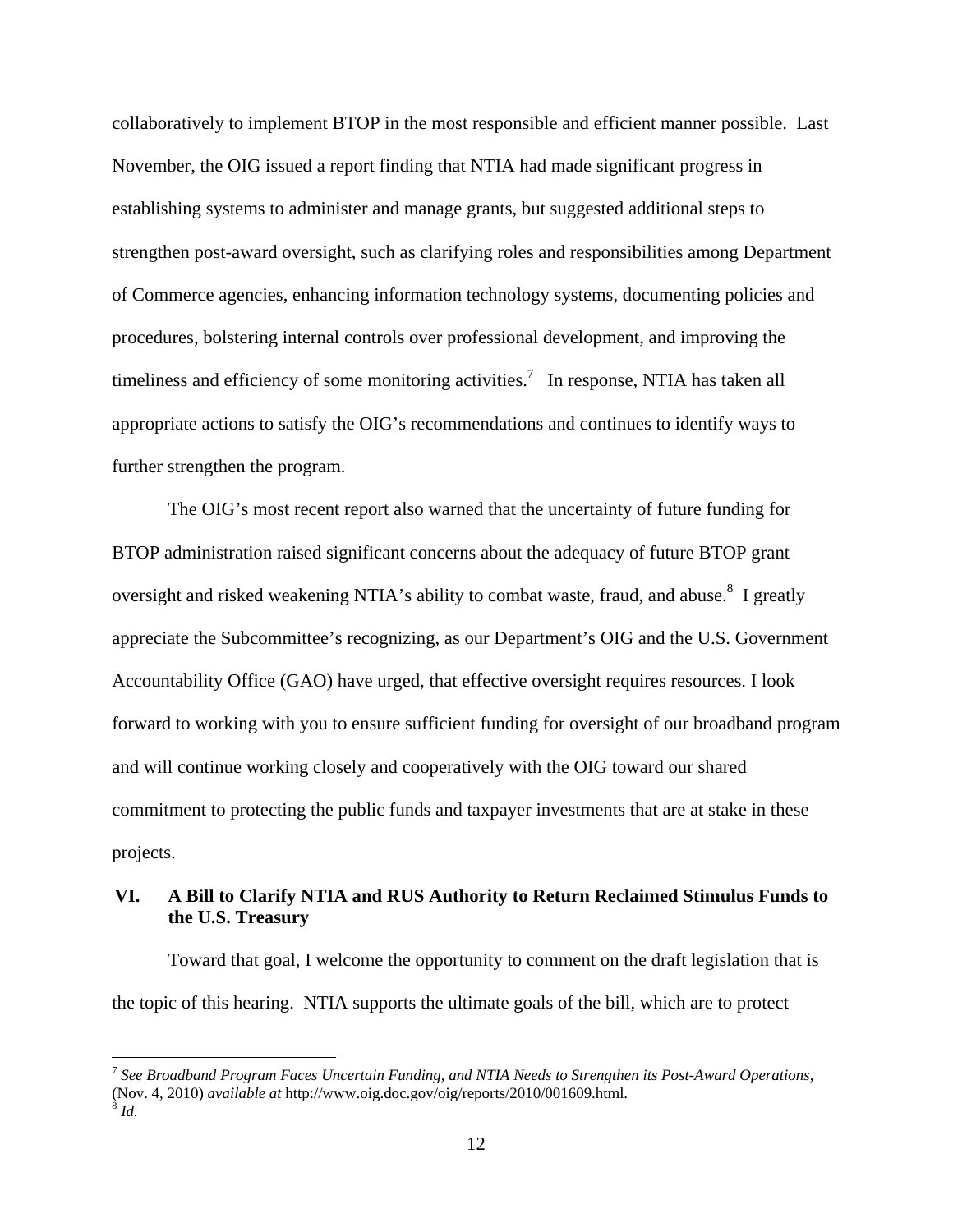collaboratively to implement BTOP in the most responsible and efficient manner possible. Last November, the OIG issued a report finding that NTIA had made significant progress in establishing systems to administer and manage grants, but suggested additional steps to strengthen post-award oversight, such as clarifying roles and responsibilities among Department of Commerce agencies, enhancing information technology systems, documenting policies and procedures, bolstering internal controls over professional development, and improving the timeliness and efficiency of some monitoring activities.[7] In response, NTIA has taken all appropriate actions to satisfy the OIG's recommendations and continues to identify ways to further strengthen the program.

The OIG's most recent report also warned that the uncertainty of future funding for BTOP administration raised significant concerns about the adequacy of future BTOP grant oversight and risked weakening NTIA's ability to combat waste, fraud, and abuse.[8] I greatly appreciate the Subcommittee's recognizing, as our Department's OIG and the U.S. Government Accountability Office (GAO) have urged, that effective oversight requires resources. I look forward to working with you to ensure sufficient funding for oversight of our broadband program and will continue working closely and cooperatively with the OIG toward our shared commitment to protecting the public funds and taxpayer investments that are at stake in these projects.

## VI. A Bill to Clarify NTIA and RUS Authority to Return Reclaimed Stimulus Funds to the U.S. Treasury

Toward that goal, I welcome the opportunity to comment on the draft legislation that is the topic of this hearing. NTIA supports the ultimate goals of the bill, which are to protect

---

[7] *See Broadband Program Faces Uncertain Funding, and NTIA Needs to Strengthen its Post-Award Operations*, (Nov. 4, 2010) *available at* http://www.oig.doc.gov/oig/reports/2010/001609.html.

[8] *Id.*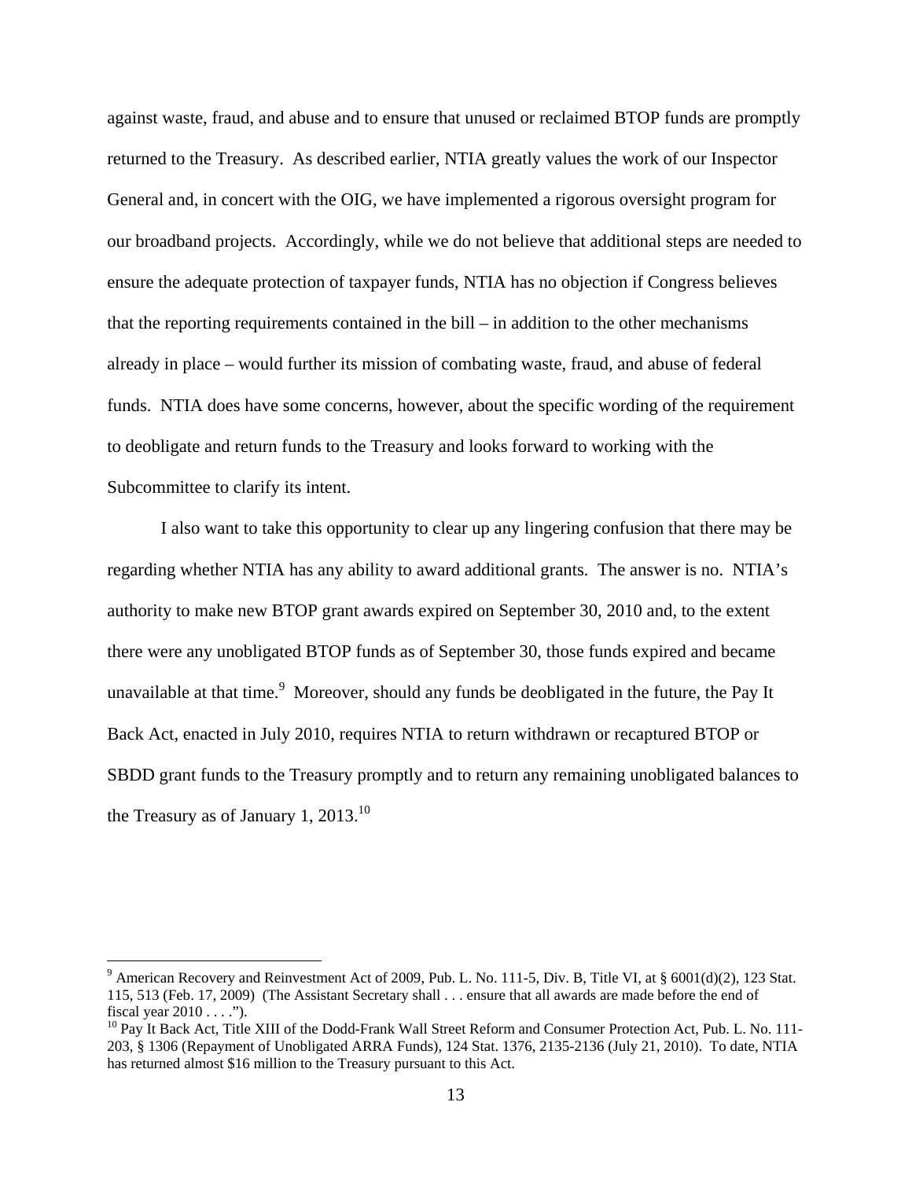against waste, fraud, and abuse and to ensure that unused or reclaimed BTOP funds are promptly returned to the Treasury. As described earlier, NTIA greatly values the work of our Inspector General and, in concert with the OIG, we have implemented a rigorous oversight program for our broadband projects. Accordingly, while we do not believe that additional steps are needed to ensure the adequate protection of taxpayer funds, NTIA has no objection if Congress believes that the reporting requirements contained in the bill – in addition to the other mechanisms already in place – would further its mission of combating waste, fraud, and abuse of federal funds. NTIA does have some concerns, however, about the specific wording of the requirement to deobligate and return funds to the Treasury and looks forward to working with the Subcommittee to clarify its intent.

I also want to take this opportunity to clear up any lingering confusion that there may be regarding whether NTIA has any ability to award additional grants. The answer is no. NTIA's authority to make new BTOP grant awards expired on September 30, 2010 and, to the extent there were any unobligated BTOP funds as of September 30, those funds expired and became unavailable at that time.[9] Moreover, should any funds be deobligated in the future, the Pay It Back Act, enacted in July 2010, requires NTIA to return withdrawn or recaptured BTOP or SBDD grant funds to the Treasury promptly and to return any remaining unobligated balances to the Treasury as of January 1, 2013.[10]

---

[9] American Recovery and Reinvestment Act of 2009, Pub. L. No. 111-5, Div. B, Title VI, at § 6001(d)(2), 123 Stat. 115, 513 (Feb. 17, 2009) (The Assistant Secretary shall . . . ensure that all awards are made before the end of fiscal year 2010 . . . .").

[10] Pay It Back Act, Title XIII of the Dodd-Frank Wall Street Reform and Consumer Protection Act, Pub. L. No. 111-203, § 1306 (Repayment of Unobligated ARRA Funds), 124 Stat. 1376, 2135-2136 (July 21, 2010). To date, NTIA has returned almost $16 million to the Treasury pursuant to this Act.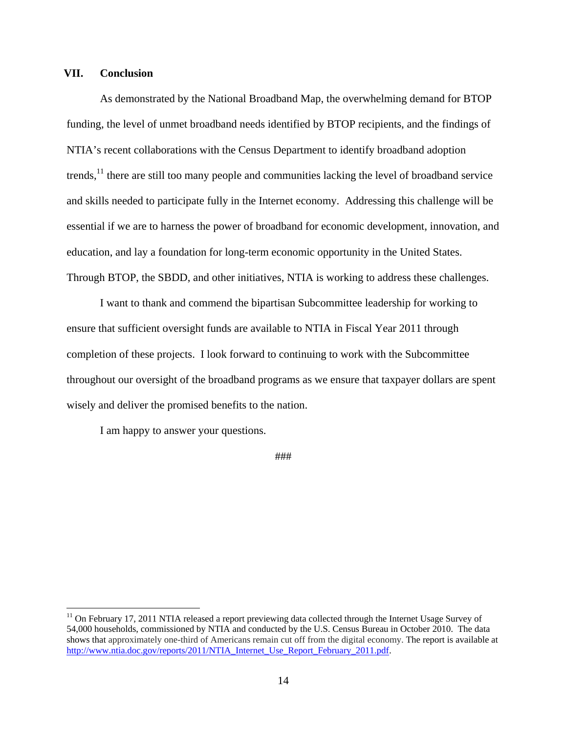## VII. Conclusion

As demonstrated by the National Broadband Map, the overwhelming demand for BTOP funding, the level of unmet broadband needs identified by BTOP recipients, and the findings of NTIA's recent collaborations with the Census Department to identify broadband adoption trends,[11] there are still too many people and communities lacking the level of broadband service and skills needed to participate fully in the Internet economy. Addressing this challenge will be essential if we are to harness the power of broadband for economic development, innovation, and education, and lay a foundation for long-term economic opportunity in the United States. Through BTOP, the SBDD, and other initiatives, NTIA is working to address these challenges.

I want to thank and commend the bipartisan Subcommittee leadership for working to ensure that sufficient oversight funds are available to NTIA in Fiscal Year 2011 through completion of these projects. I look forward to continuing to work with the Subcommittee throughout our oversight of the broadband programs as we ensure that taxpayer dollars are spent wisely and deliver the promised benefits to the nation.

I am happy to answer your questions.

###

[11] On February 17, 2011 NTIA released a report previewing data collected through the Internet Usage Survey of 54,000 households, commissioned by NTIA and conducted by the U.S. Census Bureau in October 2010. The data shows that approximately one-third of Americans remain cut off from the digital economy. The report is available at http://www.ntia.doc.gov/reports/2011/NTIA_Internet_Use_Report_February_2011.pdf.